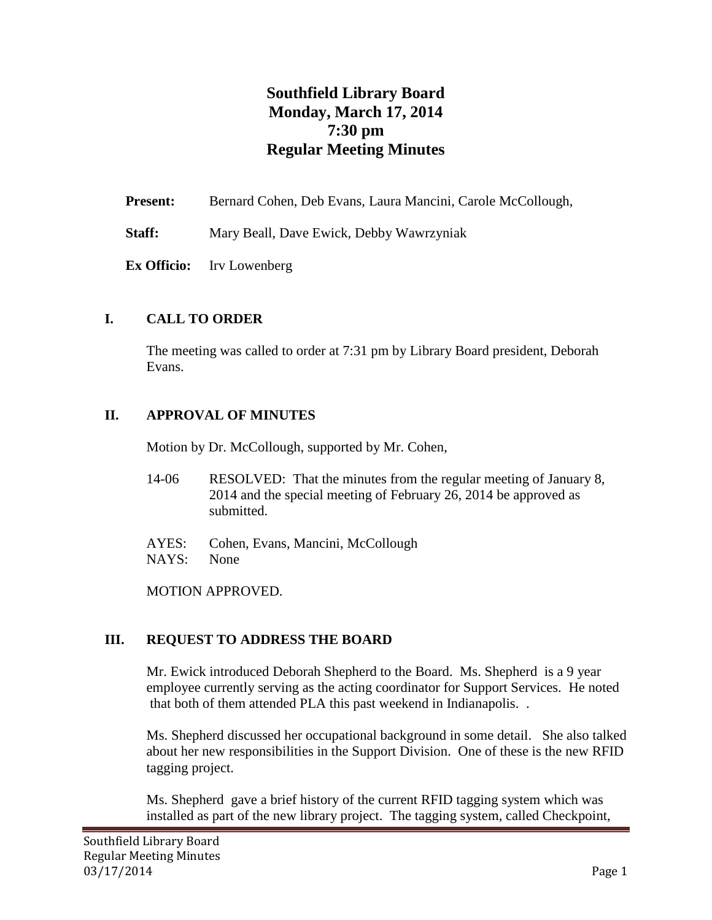# Southfield Library Board
# Monday, March 17, 2014
# 7:30 pm
# Regular Meeting Minutes

**Present:** Bernard Cohen, Deb Evans, Laura Mancini, Carole McCollough,

**Staff:** Mary Beall, Dave Ewick, Debby Wawrzyniak

**Ex Officio:** Irv Lowenberg

## I. CALL TO ORDER

The meeting was called to order at 7:31 pm by Library Board president, Deborah Evans.

## II. APPROVAL OF MINUTES

Motion by Dr. McCollough, supported by Mr. Cohen,

14-06 RESOLVED: That the minutes from the regular meeting of January 8, 2014 and the special meeting of February 26, 2014 be approved as submitted.

AYES: Cohen, Evans, Mancini, McCollough
NAYS: None

MOTION APPROVED.

## III. REQUEST TO ADDRESS THE BOARD

Mr. Ewick introduced Deborah Shepherd to the Board. Ms. Shepherd is a 9 year employee currently serving as the acting coordinator for Support Services. He noted that both of them attended PLA this past weekend in Indianapolis. .

Ms. Shepherd discussed her occupational background in some detail. She also talked about her new responsibilities in the Support Division. One of these is the new RFID tagging project.

Ms. Shepherd gave a brief history of the current RFID tagging system which was installed as part of the new library project. The tagging system, called Checkpoint,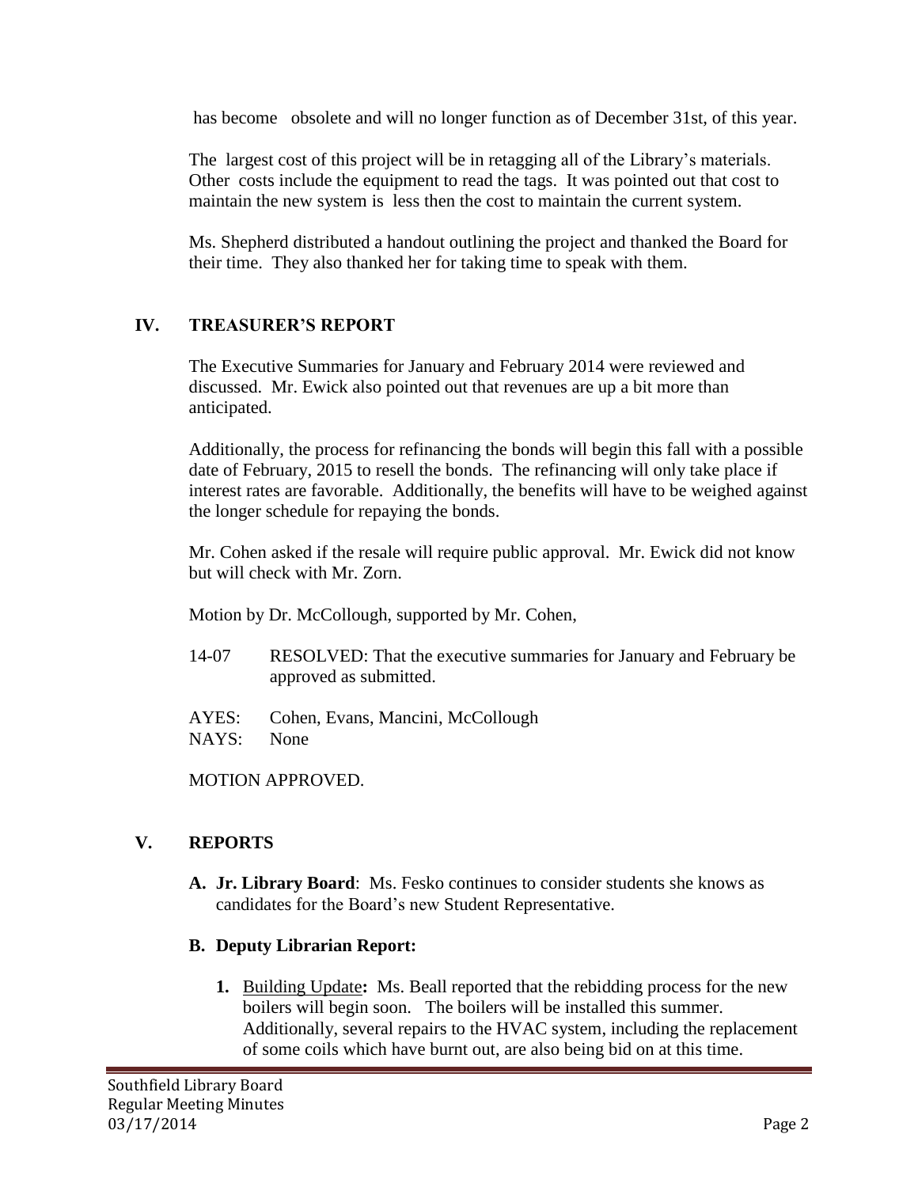has become obsolete and will no longer function as of December 31st, of this year.

The largest cost of this project will be in retagging all of the Library's materials. Other costs include the equipment to read the tags. It was pointed out that cost to maintain the new system is less then the cost to maintain the current system.

Ms. Shepherd distributed a handout outlining the project and thanked the Board for their time. They also thanked her for taking time to speak with them.

## IV. TREASURER'S REPORT

The Executive Summaries for January and February 2014 were reviewed and discussed. Mr. Ewick also pointed out that revenues are up a bit more than anticipated.

Additionally, the process for refinancing the bonds will begin this fall with a possible date of February, 2015 to resell the bonds. The refinancing will only take place if interest rates are favorable. Additionally, the benefits will have to be weighed against the longer schedule for repaying the bonds.

Mr. Cohen asked if the resale will require public approval. Mr. Ewick did not know but will check with Mr. Zorn.

Motion by Dr. McCollough, supported by Mr. Cohen,

14-07 RESOLVED: That the executive summaries for January and February be approved as submitted.

AYES: Cohen, Evans, Mancini, McCollough
NAYS: None

MOTION APPROVED.

## V. REPORTS

**A. Jr. Library Board**: Ms. Fesko continues to consider students she knows as candidates for the Board's new Student Representative.

**B. Deputy Librarian Report:**

1. Building Update**:** Ms. Beall reported that the rebidding process for the new boilers will begin soon. The boilers will be installed this summer. Additionally, several repairs to the HVAC system, including the replacement of some coils which have burnt out, are also being bid on at this time.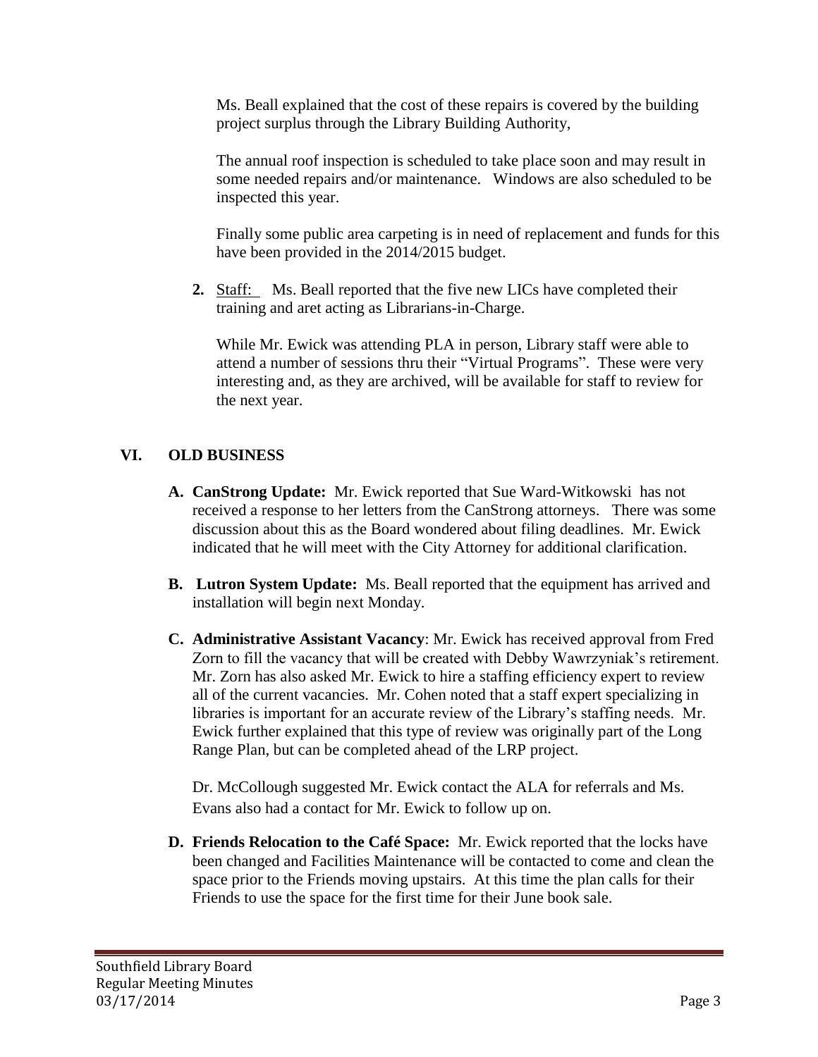Ms. Beall explained that the cost of these repairs is covered by the building project surplus through the Library Building Authority,

The annual roof inspection is scheduled to take place soon and may result in some needed repairs and/or maintenance. Windows are also scheduled to be inspected this year.

Finally some public area carpeting is in need of replacement and funds for this have been provided in the 2014/2015 budget.

2. Staff: Ms. Beall reported that the five new LICs have completed their training and aret acting as Librarians-in-Charge.

   While Mr. Ewick was attending PLA in person, Library staff were able to attend a number of sessions thru their "Virtual Programs". These were very interesting and, as they are archived, will be available for staff to review for the next year.

## VI. OLD BUSINESS

**A. CanStrong Update:** Mr. Ewick reported that Sue Ward-Witkowski has not received a response to her letters from the CanStrong attorneys. There was some discussion about this as the Board wondered about filing deadlines. Mr. Ewick indicated that he will meet with the City Attorney for additional clarification.

**B. Lutron System Update:** Ms. Beall reported that the equipment has arrived and installation will begin next Monday.

**C. Administrative Assistant Vacancy**: Mr. Ewick has received approval from Fred Zorn to fill the vacancy that will be created with Debby Wawrzyniak's retirement. Mr. Zorn has also asked Mr. Ewick to hire a staffing efficiency expert to review all of the current vacancies. Mr. Cohen noted that a staff expert specializing in libraries is important for an accurate review of the Library's staffing needs. Mr. Ewick further explained that this type of review was originally part of the Long Range Plan, but can be completed ahead of the LRP project.

Dr. McCollough suggested Mr. Ewick contact the ALA for referrals and Ms. Evans also had a contact for Mr. Ewick to follow up on.

**D. Friends Relocation to the Café Space:** Mr. Ewick reported that the locks have been changed and Facilities Maintenance will be contacted to come and clean the space prior to the Friends moving upstairs. At this time the plan calls for their Friends to use the space for the first time for their June book sale.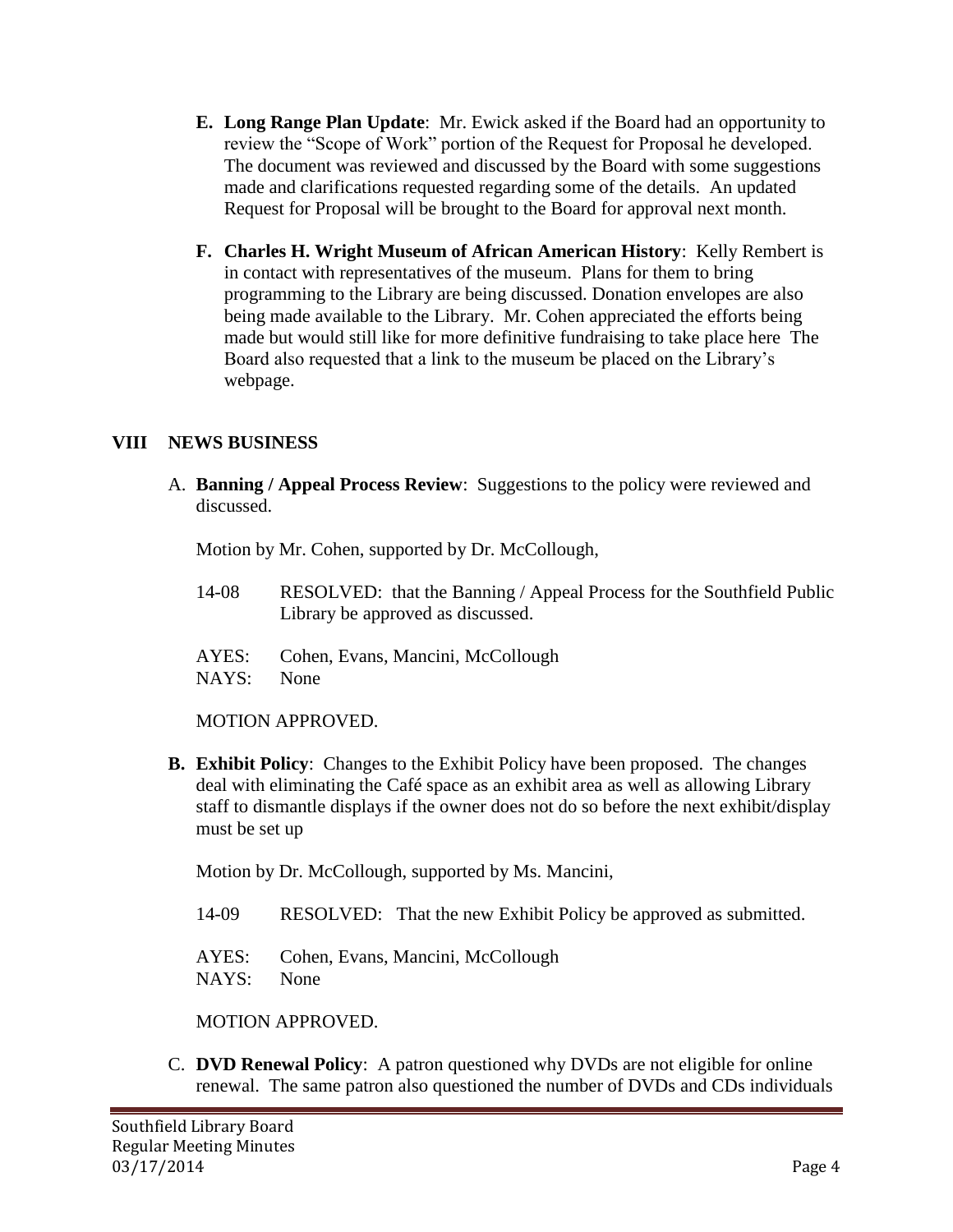**E. Long Range Plan Update**: Mr. Ewick asked if the Board had an opportunity to review the "Scope of Work" portion of the Request for Proposal he developed. The document was reviewed and discussed by the Board with some suggestions made and clarifications requested regarding some of the details. An updated Request for Proposal will be brought to the Board for approval next month.

**F. Charles H. Wright Museum of African American History**: Kelly Rembert is in contact with representatives of the museum. Plans for them to bring programming to the Library are being discussed. Donation envelopes are also being made available to the Library. Mr. Cohen appreciated the efforts being made but would still like for more definitive fundraising to take place here The Board also requested that a link to the museum be placed on the Library's webpage.

## VIII NEWS BUSINESS

A. **Banning / Appeal Process Review**: Suggestions to the policy were reviewed and discussed.

Motion by Mr. Cohen, supported by Dr. McCollough,

14-08 RESOLVED: that the Banning / Appeal Process for the Southfield Public Library be approved as discussed.

AYES: Cohen, Evans, Mancini, McCollough
NAYS: None

MOTION APPROVED.

**B. Exhibit Policy**: Changes to the Exhibit Policy have been proposed. The changes deal with eliminating the Café space as an exhibit area as well as allowing Library staff to dismantle displays if the owner does not do so before the next exhibit/display must be set up

Motion by Dr. McCollough, supported by Ms. Mancini,

14-09 RESOLVED: That the new Exhibit Policy be approved as submitted.

AYES: Cohen, Evans, Mancini, McCollough
NAYS: None

MOTION APPROVED.

C. **DVD Renewal Policy**: A patron questioned why DVDs are not eligible for online renewal. The same patron also questioned the number of DVDs and CDs individuals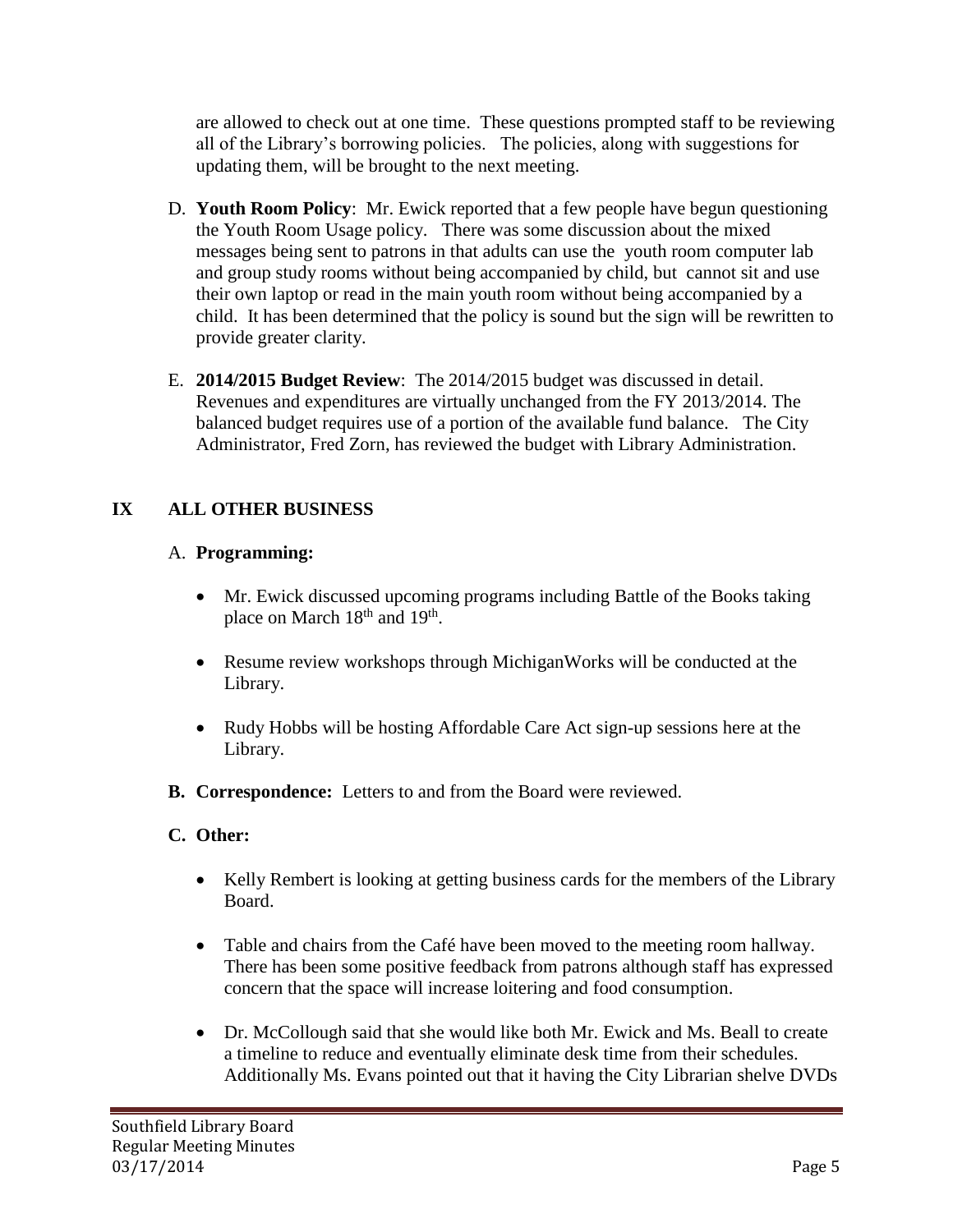are allowed to check out at one time. These questions prompted staff to be reviewing all of the Library's borrowing policies. The policies, along with suggestions for updating them, will be brought to the next meeting.

D. **Youth Room Policy**: Mr. Ewick reported that a few people have begun questioning the Youth Room Usage policy. There was some discussion about the mixed messages being sent to patrons in that adults can use the youth room computer lab and group study rooms without being accompanied by child, but cannot sit and use their own laptop or read in the main youth room without being accompanied by a child. It has been determined that the policy is sound but the sign will be rewritten to provide greater clarity.

E. **2014/2015 Budget Review**: The 2014/2015 budget was discussed in detail. Revenues and expenditures are virtually unchanged from the FY 2013/2014. The balanced budget requires use of a portion of the available fund balance. The City Administrator, Fred Zorn, has reviewed the budget with Library Administration.

## IX ALL OTHER BUSINESS

A. **Programming:**

- Mr. Ewick discussed upcoming programs including Battle of the Books taking place on March 18th and 19th.
- Resume review workshops through MichiganWorks will be conducted at the Library.
- Rudy Hobbs will be hosting Affordable Care Act sign-up sessions here at the Library.

**B. Correspondence:** Letters to and from the Board were reviewed.

**C. Other:**

- Kelly Rembert is looking at getting business cards for the members of the Library Board.
- Table and chairs from the Café have been moved to the meeting room hallway. There has been some positive feedback from patrons although staff has expressed concern that the space will increase loitering and food consumption.
- Dr. McCollough said that she would like both Mr. Ewick and Ms. Beall to create a timeline to reduce and eventually eliminate desk time from their schedules. Additionally Ms. Evans pointed out that it having the City Librarian shelve DVDs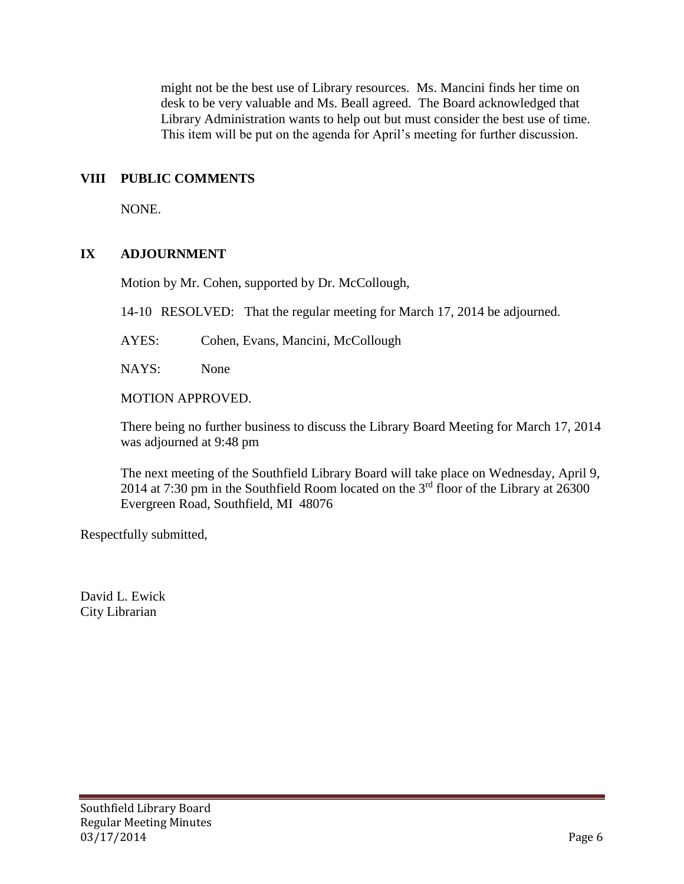might not be the best use of Library resources. Ms. Mancini finds her time on desk to be very valuable and Ms. Beall agreed. The Board acknowledged that Library Administration wants to help out but must consider the best use of time. This item will be put on the agenda for April's meeting for further discussion.

## VIII PUBLIC COMMENTS

NONE.

## IX ADJOURNMENT

Motion by Mr. Cohen, supported by Dr. McCollough,

14-10 RESOLVED: That the regular meeting for March 17, 2014 be adjourned.

AYES: Cohen, Evans, Mancini, McCollough

NAYS: None

MOTION APPROVED.

There being no further business to discuss the Library Board Meeting for March 17, 2014 was adjourned at 9:48 pm

The next meeting of the Southfield Library Board will take place on Wednesday, April 9, 2014 at 7:30 pm in the Southfield Room located on the 3rd floor of the Library at 26300 Evergreen Road, Southfield, MI 48076

Respectfully submitted,

David L. Ewick
City Librarian